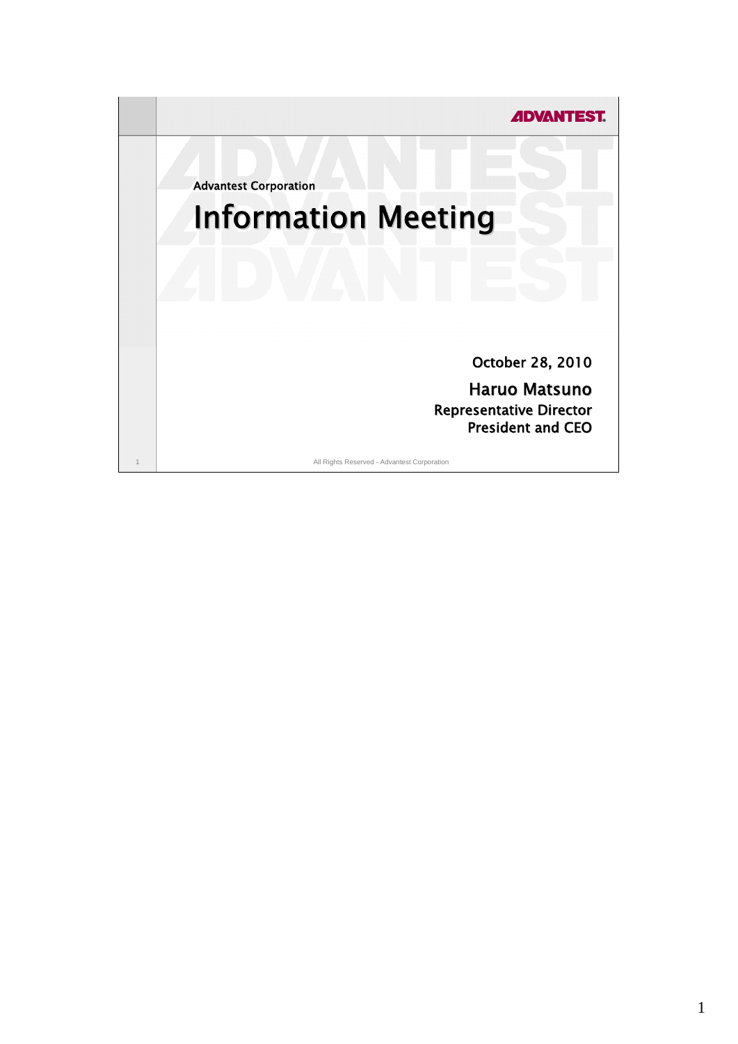ADVANTEST

Advantest Corporation

# Information Meeting

October 28, 2010

**Haruo Matsuno**
**Representative Director**
**President and CEO**

All Rights Reserved - Advantest Corporation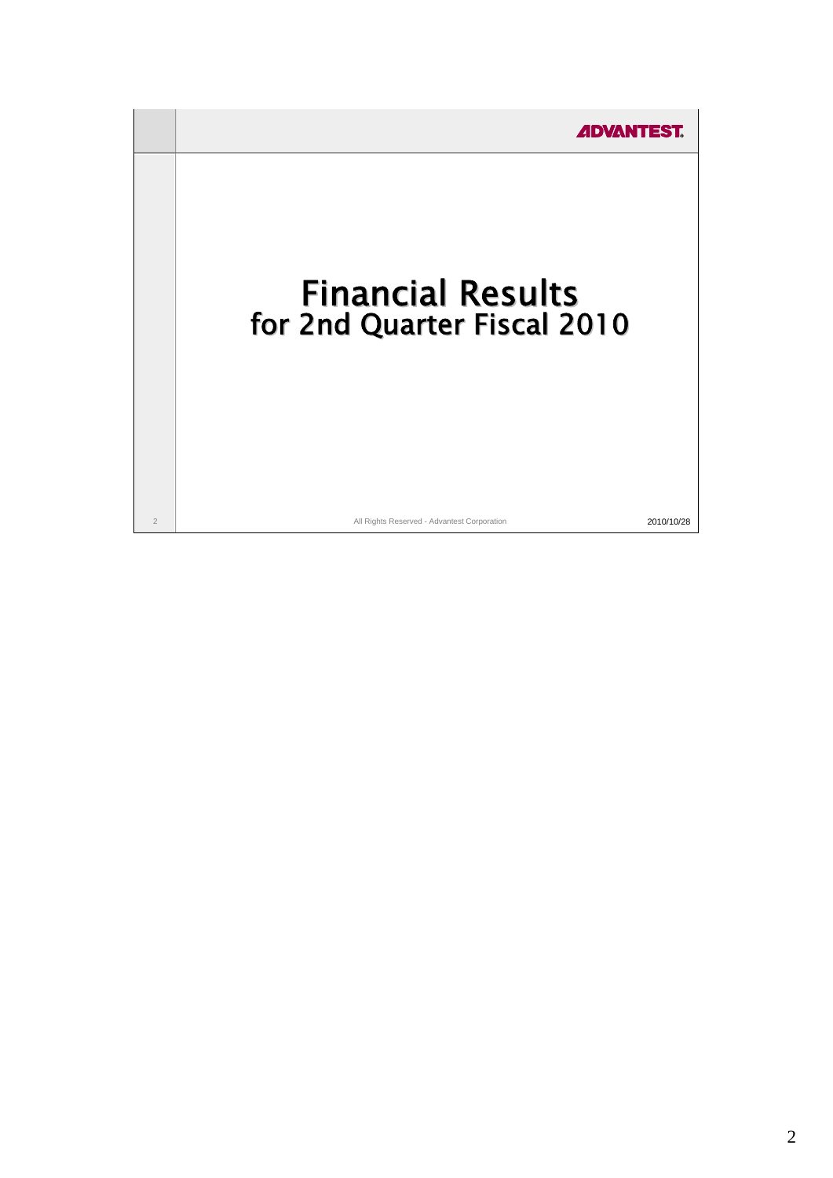# Financial Results for 2nd Quarter Fiscal 2010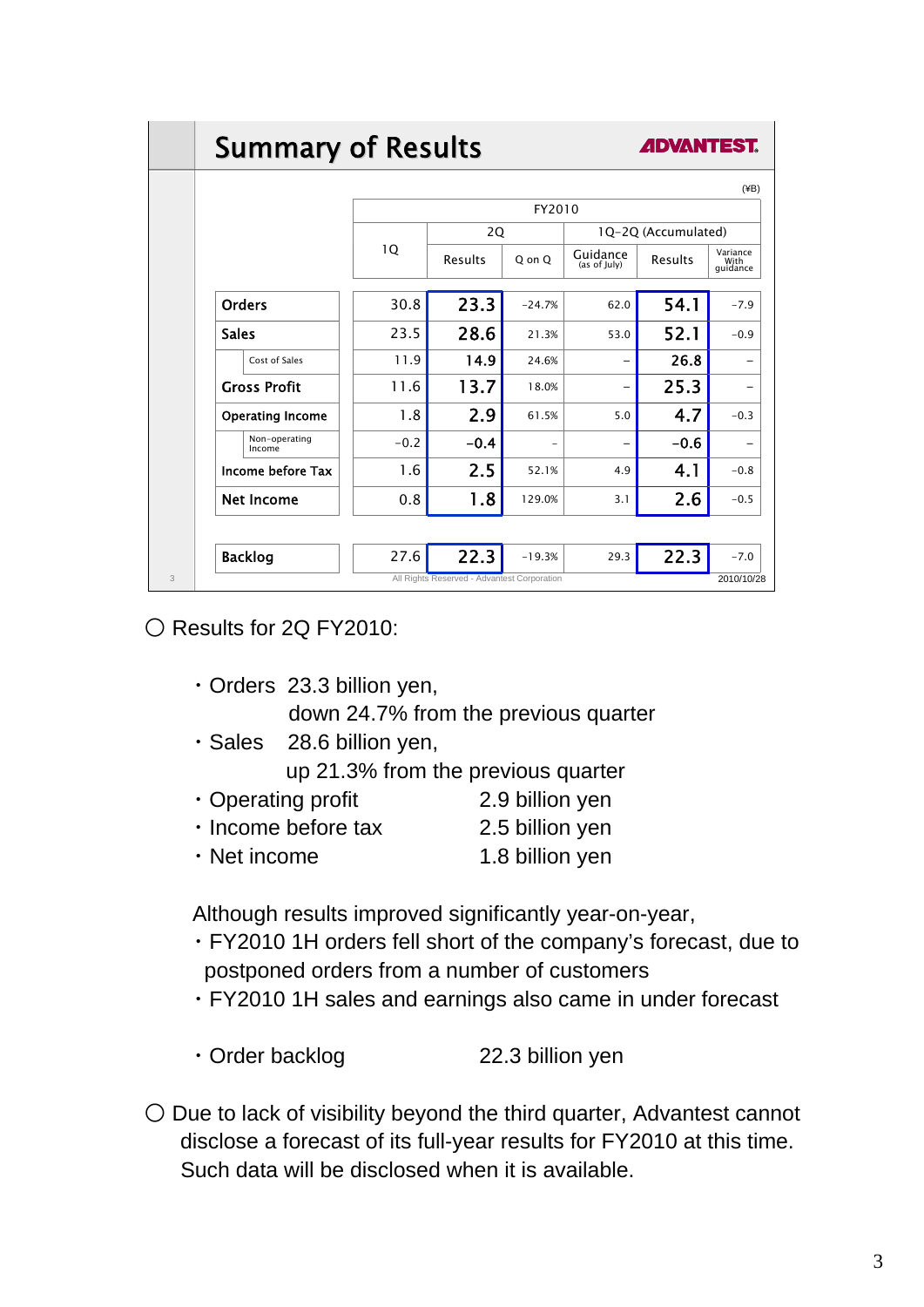## Summary of Results

ADVANTEST

(¥B)

| | FY2010 | | | | | |
|---|---|---|---|---|---|---|
| | 1Q | 2Q | | 1Q-2Q (Accumulated) | | |
| | | Results | Q on Q | Guidance (as of July) | Results | Variance With guidance |
| Orders | 30.8 | 23.3 | -24.7% | 62.0 | 54.1 | -7.9 |
| Sales | 23.5 | 28.6 | 21.3% | 53.0 | 52.1 | -0.9 |
| Cost of Sales | 11.9 | 14.9 | 24.6% | – | 26.8 | – |
| Gross Profit | 11.6 | 13.7 | 18.0% | – | 25.3 | – |
| Operating Income | 1.8 | 2.9 | 61.5% | 5.0 | 4.7 | -0.3 |
| Non-operating Income | -0.2 | -0.4 | – | – | -0.6 | – |
| Income before Tax | 1.6 | 2.5 | 52.1% | 4.9 | 4.1 | -0.8 |
| Net Income | 0.8 | 1.8 | 129.0% | 3.1 | 2.6 | -0.5 |
| Backlog | 27.6 | 22.3 | -19.3% | 29.3 | 22.3 | -7.0 |

All Rights Reserved - Advantest Corporation    2010/10/28

○ Results for 2Q FY2010:

- Orders 23.3 billion yen, down 24.7% from the previous quarter
- Sales 28.6 billion yen, up 21.3% from the previous quarter
- Operating profit 2.9 billion yen
- Income before tax 2.5 billion yen
- Net income 1.8 billion yen

Although results improved significantly year-on-year,

- FY2010 1H orders fell short of the company's forecast, due to postponed orders from a number of customers
- FY2010 1H sales and earnings also came in under forecast

- Order backlog 22.3 billion yen

○ Due to lack of visibility beyond the third quarter, Advantest cannot disclose a forecast of its full-year results for FY2010 at this time. Such data will be disclosed when it is available.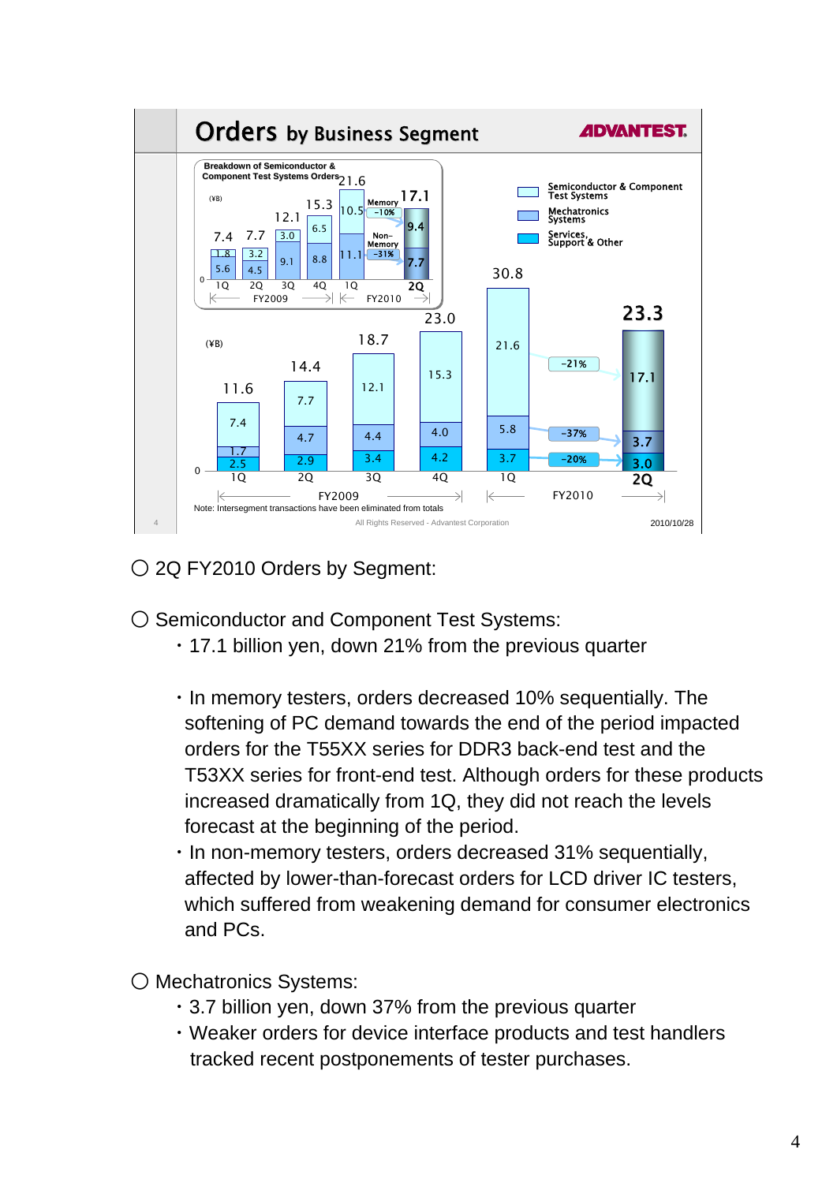## Orders by Business Segment

**Orders by Business Segment** (¥B)

| | FY2009 1Q | FY2009 2Q | FY2009 3Q | FY2009 4Q | FY2010 1Q | FY2010 2Q | Change (1Q→2Q) |
|---|---|---|---|---|---|---|---|
| Semiconductor & Component Test Systems | 7.4 | 7.7 | 12.1 | 15.3 | 21.6 | 17.1 | -21% |
| Mechatronics Systems | 1.7 | 4.7 | 4.4 | 4.0 | 5.8 | 3.7 | -37% |
| Services, Support & Other | 2.5 | 2.9 | 3.4 | 4.2 | 3.7 | 3.0 | -20% |
| Total | 11.6 | 14.4 | 18.7 | 23.0 | 30.8 | 23.3 | |

**Breakdown of Semiconductor & Component Test Systems Orders** (¥B)

| | FY2009 1Q | FY2009 2Q | FY2009 3Q | FY2009 4Q | FY2010 1Q | FY2010 2Q | Change (1Q→2Q) |
|---|---|---|---|---|---|---|---|
| Memory | 1.8 | 3.2 | 3.0 | 6.5 | 10.5 | 9.4 | -10% |
| Non-Memory | 5.6 | 4.5 | 9.1 | 8.8 | 11.1 | 7.7 | -31% |
| Total | 7.4 | 7.7 | 12.1 | 15.3 | 21.6 | 17.1 | |

Note: Intersegment transactions have been eliminated from totals

○ 2Q FY2010 Orders by Segment:

○ Semiconductor and Component Test Systems:

- 17.1 billion yen, down 21% from the previous quarter

- In memory testers, orders decreased 10% sequentially. The softening of PC demand towards the end of the period impacted orders for the T55XX series for DDR3 back-end test and the T53XX series for front-end test. Although orders for these products increased dramatically from 1Q, they did not reach the levels forecast at the beginning of the period.
- In non-memory testers, orders decreased 31% sequentially, affected by lower-than-forecast orders for LCD driver IC testers, which suffered from weakening demand for consumer electronics and PCs.

○ Mechatronics Systems:

- 3.7 billion yen, down 37% from the previous quarter
- Weaker orders for device interface products and test handlers tracked recent postponements of tester purchases.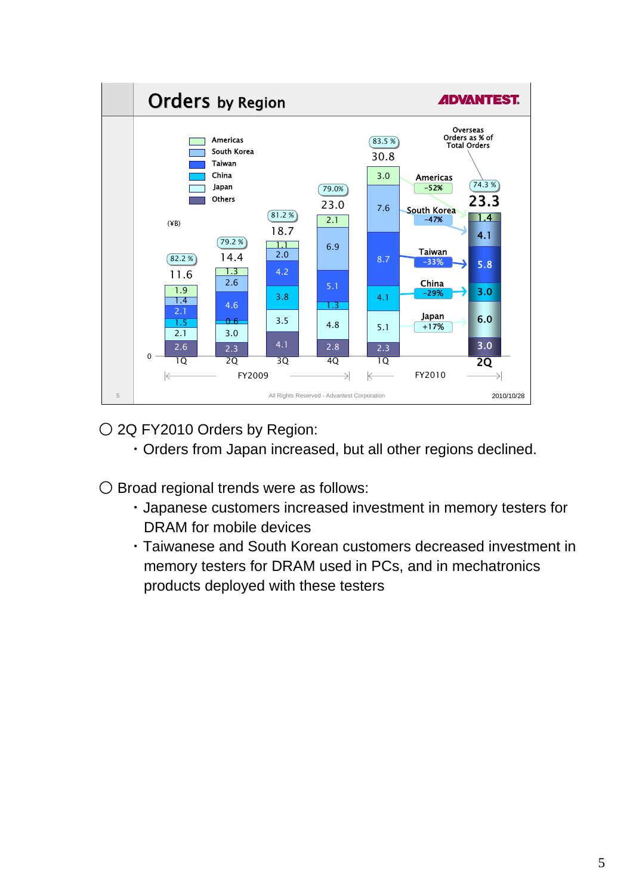## Orders by Region

(¥B)

| | FY2009 1Q | FY2009 2Q | FY2009 3Q | FY2009 4Q | FY2010 1Q | FY2010 2Q |
|---|---|---|---|---|---|---|
| Americas | 1.9 | 1.3 | 1.1 | 2.1 | 3.0 | 1.4 |
| South Korea | 1.4 | 2.6 | 2.0 | 6.9 | 7.6 | 4.1 |
| Taiwan | 2.1 | 4.6 | 4.2 | 5.1 | 8.7 | 5.8 |
| China | 1.5 | 0.6 | 3.8 | 1.3 | 4.1 | 3.0 |
| Japan | 2.1 | 3.0 | 3.5 | 4.8 | 5.1 | 6.0 |
| Others | 2.6 | 2.3 | 4.1 | 2.8 | 2.3 | 3.0 |
| Total | 11.6 | 14.4 | 18.7 | 23.0 | 30.8 | 23.3 |
| Overseas Orders as % of Total Orders | 82.2 % | 79.2 % | 81.2 % | 79.0% | 83.5 % | 74.3 % |

Change from FY2010 1Q to FY2010 2Q: Americas -52%, South Korea -47%, Taiwan -33%, China -29%, Japan +17%

All Rights Reserved - Advantest Corporation

2010/10/28

○ 2Q FY2010 Orders by Region:

- Orders from Japan increased, but all other regions declined.

○ Broad regional trends were as follows:

- Japanese customers increased investment in memory testers for DRAM for mobile devices
- Taiwanese and South Korean customers decreased investment in memory testers for DRAM used in PCs, and in mechatronics products deployed with these testers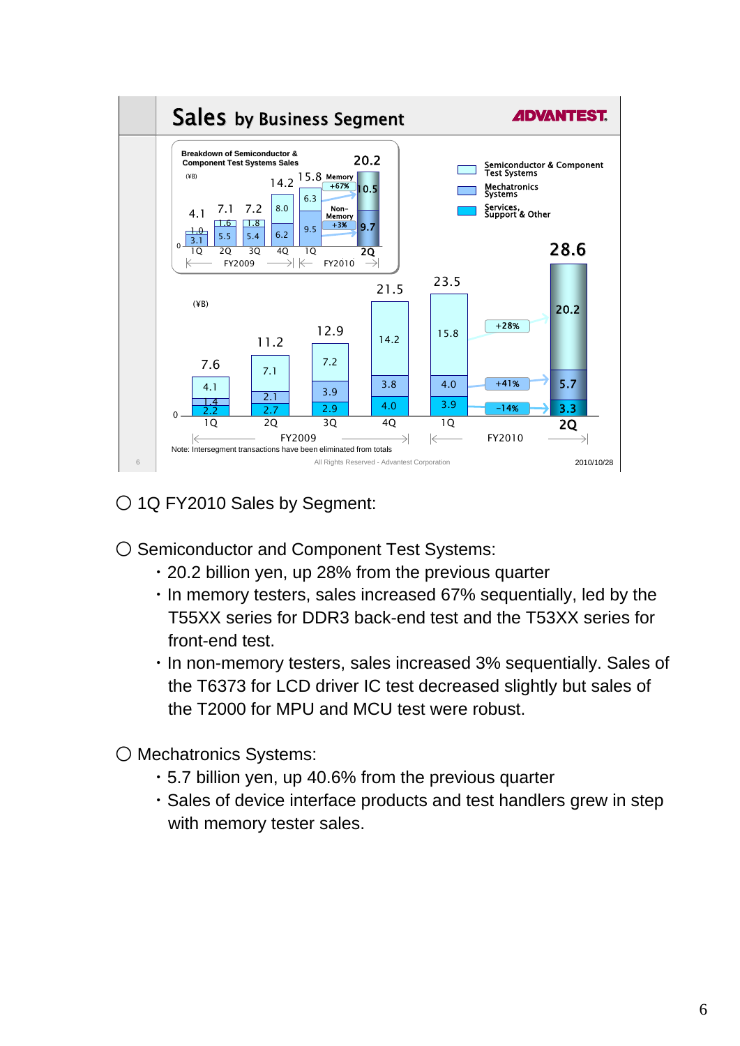## Sales by Business Segment

ADVANTEST

**Breakdown of Semiconductor & Component Test Systems Sales** (¥B)

| | FY2009 1Q | FY2009 2Q | FY2009 3Q | FY2009 4Q | FY2010 1Q | FY2010 2Q |
|---|---|---|---|---|---|---|
| Memory | 1.0 | 1.6 | 1.8 | 8.0 | 6.3 | 10.5 |
| Non-Memory | 3.1 | 5.5 | 5.4 | 6.2 | 9.5 | 9.7 |
| Total | 4.1 | 7.1 | 7.2 | 14.2 | 15.8 | 20.2 |

Memory +67%, Non-Memory +3%

(¥B)

| | FY2009 1Q | FY2009 2Q | FY2009 3Q | FY2009 4Q | FY2010 1Q | FY2010 2Q | Change |
|---|---|---|---|---|---|---|---|
| Semiconductor & Component Test Systems | 4.1 | 7.1 | 7.2 | 14.2 | 15.8 | 20.2 | +28% |
| Mechatronics Systems | 1.4 | 2.1 | 3.9 | 3.8 | 4.0 | 5.7 | +41% |
| Services, Support & Other | 2.2 | 2.7 | 2.9 | 4.0 | 3.9 | 3.3 | -14% |
| Total | 7.6 | 11.2 | 12.9 | 21.5 | 23.5 | 28.6 | |

Note: Intersegment transactions have been eliminated from totals

All Rights Reserved - Advantest Corporation

2010/10/28

○ 1Q FY2010 Sales by Segment:

○ Semiconductor and Component Test Systems:
- 20.2 billion yen, up 28% from the previous quarter
- In memory testers, sales increased 67% sequentially, led by the T55XX series for DDR3 back-end test and the T53XX series for front-end test.
- In non-memory testers, sales increased 3% sequentially. Sales of the T6373 for LCD driver IC test decreased slightly but sales of the T2000 for MPU and MCU test were robust.

○ Mechatronics Systems:
- 5.7 billion yen, up 40.6% from the previous quarter
- Sales of device interface products and test handlers grew in step with memory tester sales.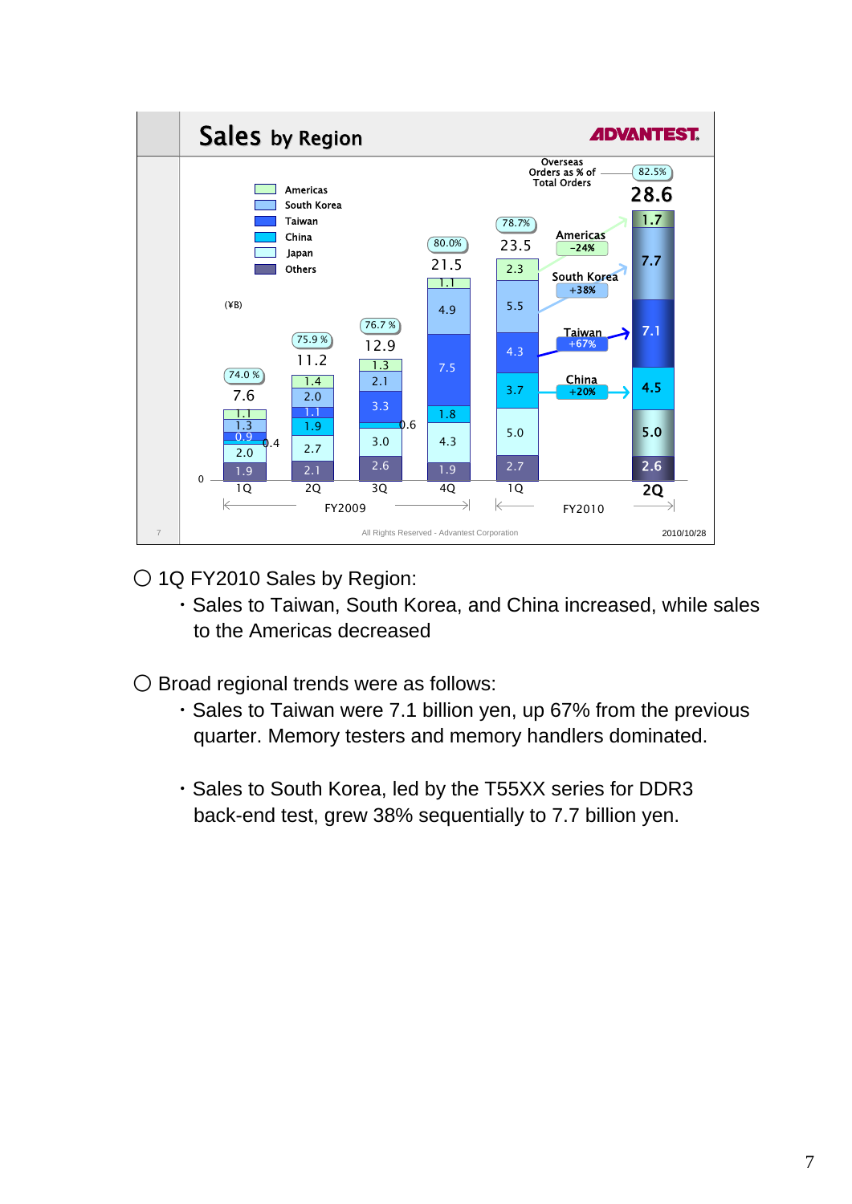## Sales by Region

ADVANTEST

(¥B)

| | FY2009 1Q | FY2009 2Q | FY2009 3Q | FY2009 4Q | FY2010 1Q | FY2010 2Q |
|---|---|---|---|---|---|---|
| Americas | 1.1 | 1.4 | 1.3 | 1.1 | 2.3 | 1.7 |
| South Korea | 1.3 | 2.0 | 2.1 | 4.9 | 5.5 | 7.7 |
| Taiwan | 0.9 | 1.1 | 3.3 | 7.5 | 4.3 | 7.1 |
| China | 0.4 | 1.9 | 0.6 | 1.8 | 3.7 | 4.5 |
| Japan | 2.0 | 2.7 | 3.0 | 4.3 | 5.0 | 5.0 |
| Others | 1.9 | 2.1 | 2.6 | 1.9 | 2.7 | 2.6 |
| Total | 7.6 | 11.2 | 12.9 | 21.5 | 23.5 | 28.6 |
| Overseas Orders as % of Total Orders | 74.0% | 75.9% | 76.7% | 80.0% | 78.7% | 82.5% |

Change from FY2010 1Q to 2Q: Americas -24%, South Korea +38%, Taiwan +67%, China +20%

All Rights Reserved - Advantest Corporation

2010/10/28

○ 1Q FY2010 Sales by Region:

- Sales to Taiwan, South Korea, and China increased, while sales to the Americas decreased

○ Broad regional trends were as follows:

- Sales to Taiwan were 7.1 billion yen, up 67% from the previous quarter. Memory testers and memory handlers dominated.

- Sales to South Korea, led by the T55XX series for DDR3 back-end test, grew 38% sequentially to 7.7 billion yen.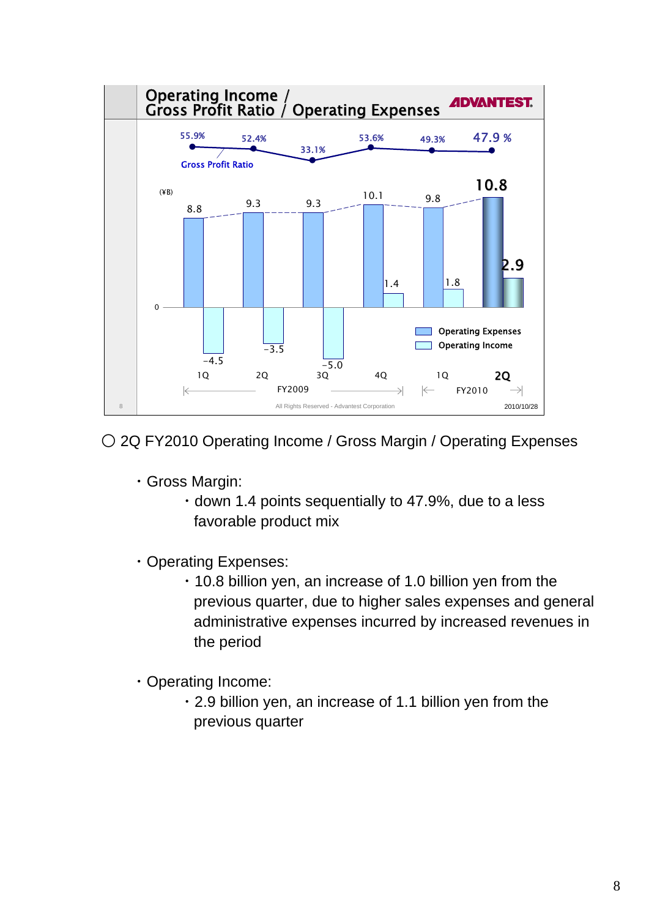## Operating Income / Gross Profit Ratio / Operating Expenses

ADVANTEST

| | FY2009 1Q | FY2009 2Q | FY2009 3Q | FY2009 4Q | FY2010 1Q | FY2010 2Q |
|---|---|---|---|---|---|---|
| Gross Profit Ratio | 55.9% | 52.4% | 33.1% | 53.6% | 49.3% | 47.9 % |
| Operating Expenses (¥B) | 8.8 | 9.3 | 9.3 | 10.1 | 9.8 | 10.8 |
| Operating Income (¥B) | -4.5 | -3.5 | -5.0 | 1.4 | 1.8 | 2.9 |

All Rights Reserved - Advantest Corporation

2010/10/28

○ 2Q FY2010 Operating Income / Gross Margin / Operating Expenses

- Gross Margin:
  - down 1.4 points sequentially to 47.9%, due to a less favorable product mix
- Operating Expenses:
  - 10.8 billion yen, an increase of 1.0 billion yen from the previous quarter, due to higher sales expenses and general administrative expenses incurred by increased revenues in the period
- Operating Income:
  - 2.9 billion yen, an increase of 1.1 billion yen from the previous quarter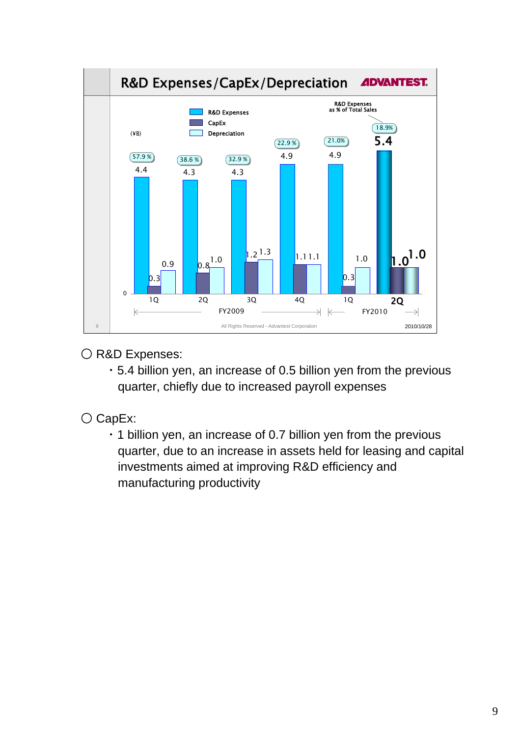## R&D Expenses/CapEx/Depreciation

ADVANTEST.

(¥B)

| | FY2009 1Q | FY2009 2Q | FY2009 3Q | FY2009 4Q | FY2010 1Q | FY2010 2Q |
|---|---|---|---|---|---|---|
| R&D Expenses | 4.4 | 4.3 | 4.3 | 4.9 | 4.9 | 5.4 |
| CapEx | 0.3 | 0.8 | 1.2 | 1.1 | 0.3 | 1.0 |
| Depreciation | 0.9 | 1.0 | 1.3 | 1.1 | 1.0 | 1.0 |
| R&D Expenses as % of Total Sales | 57.9 % | 38.6 % | 32.9 % | 22.9 % | 21.0% | 18.9% |

All Rights Reserved - Advantest Corporation

2010/10/28

○ R&D Expenses:

・5.4 billion yen, an increase of 0.5 billion yen from the previous quarter, chiefly due to increased payroll expenses

○ CapEx:

・1 billion yen, an increase of 0.7 billion yen from the previous quarter, due to an increase in assets held for leasing and capital investments aimed at improving R&D efficiency and manufacturing productivity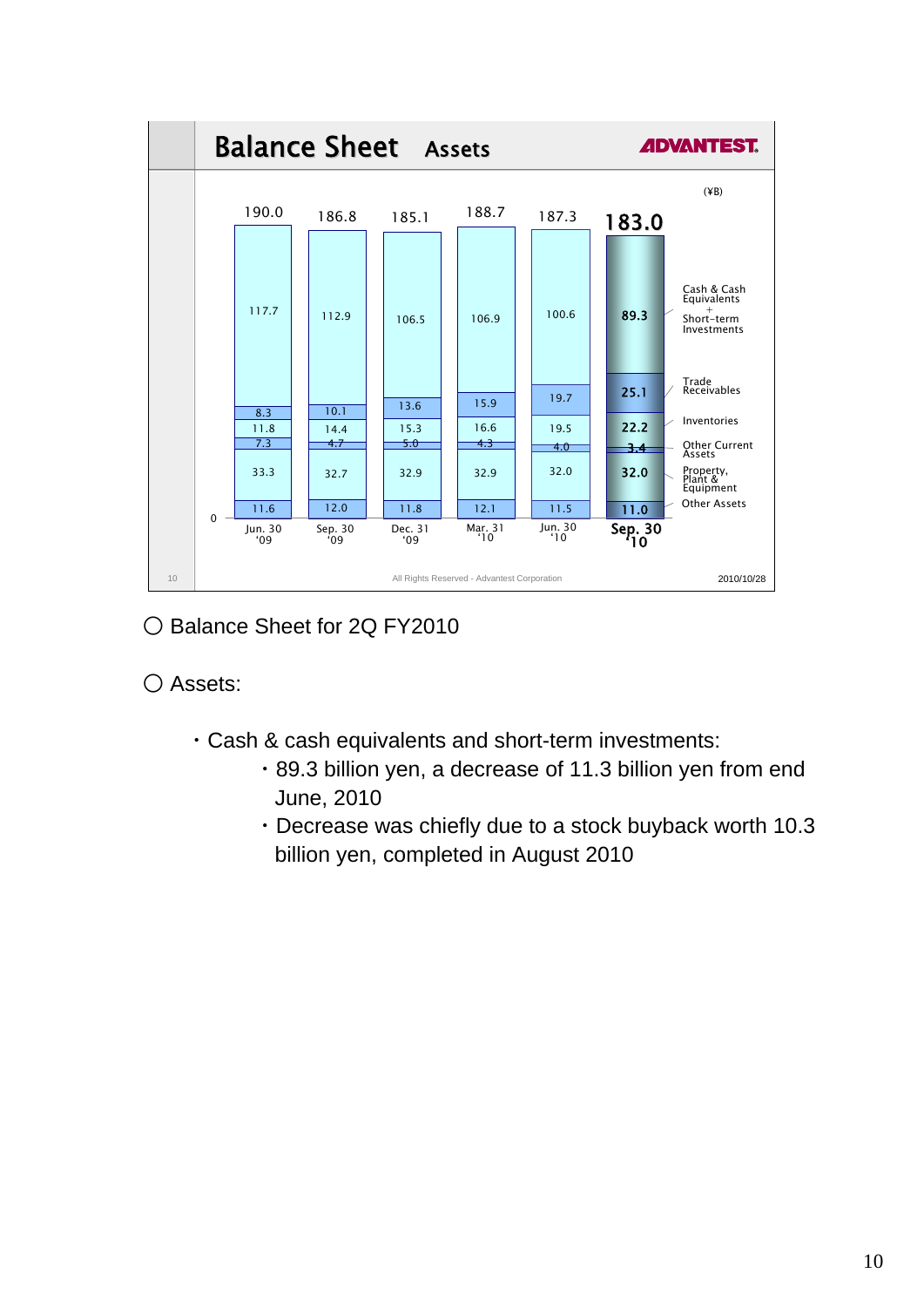## Balance Sheet Assets

(¥B)

| | Jun. 30 '09 | Sep. 30 '09 | Dec. 31 '09 | Mar. 31 '10 | Jun. 30 '10 | Sep. 30 '10 |
|---|---|---|---|---|---|---|
| Total | 190.0 | 186.8 | 185.1 | 188.7 | 187.3 | 183.0 |
| Cash & Cash Equivalents + Short-term Investments | 117.7 | 112.9 | 106.5 | 106.9 | 100.6 | 89.3 |
| Trade Receivables | 8.3 | 10.1 | 13.6 | 15.9 | 19.7 | 25.1 |
| Inventories | 11.8 | 14.4 | 15.3 | 16.6 | 19.5 | 22.2 |
| Other Current Assets | 7.3 | 4.7 | 5.0 | 4.3 | 4.0 | 3.4 |
| Property, Plant & Equipment | 33.3 | 32.7 | 32.9 | 32.9 | 32.0 | 32.0 |
| Other Assets | 11.6 | 12.0 | 11.8 | 12.1 | 11.5 | 11.0 |

All Rights Reserved - Advantest Corporation

2010/10/28

○ Balance Sheet for 2Q FY2010

○ Assets:

- Cash & cash equivalents and short-term investments:
  - 89.3 billion yen, a decrease of 11.3 billion yen from end June, 2010
  - Decrease was chiefly due to a stock buyback worth 10.3 billion yen, completed in August 2010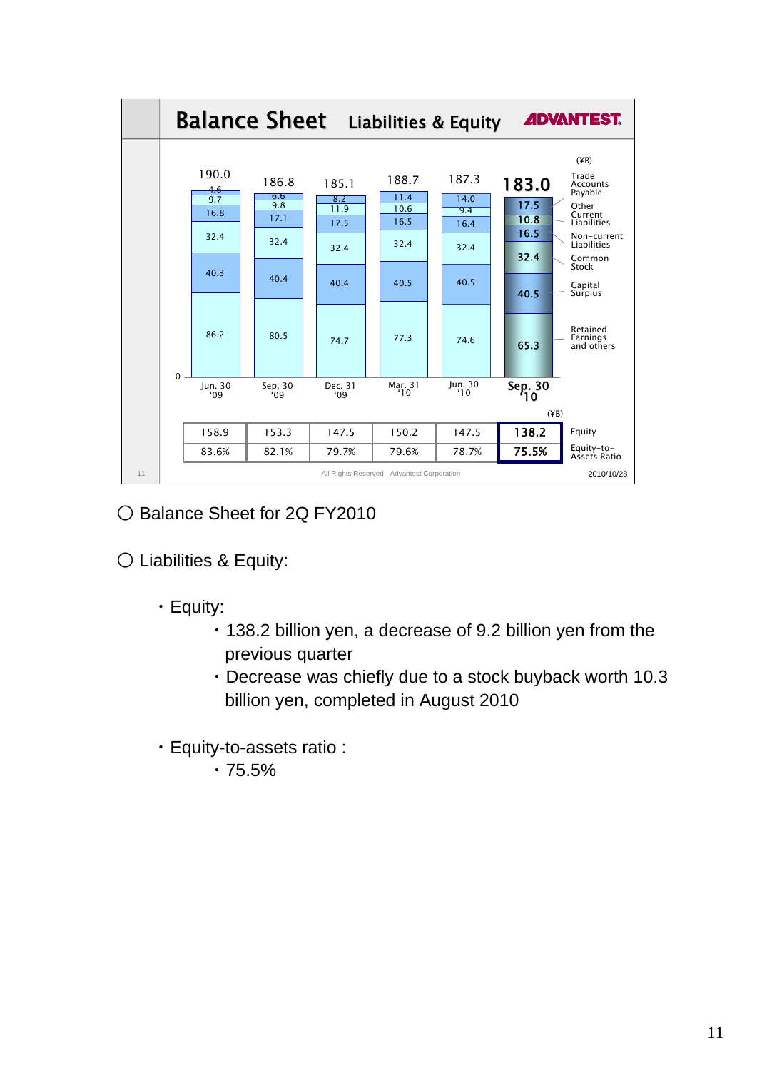## Balance Sheet Liabilities & Equity

ADVANTEST

(¥B)

| | Jun. 30 '09 | Sep. 30 '09 | Dec. 31 '09 | Mar. 31 '10 | Jun. 30 '10 | Sep. 30 '10 |
|---|---|---|---|---|---|---|
| Total | 190.0 | 186.8 | 185.1 | 188.7 | 187.3 | 183.0 |
| Trade Accounts Payable | 4.6 | 6.6 | 8.2 | 11.4 | 14.0 | 17.5 |
| Other Current Liabilities | 9.7 | 9.8 | 11.9 | 10.6 | 9.4 | 10.8 |
| Non-current Liabilities | 16.8 | 17.1 | 17.5 | 16.5 | 16.4 | 16.5 |
| Common Stock | 32.4 | 32.4 | 32.4 | 32.4 | 32.4 | 32.4 |
| Capital Surplus | 40.3 | 40.4 | 40.4 | 40.5 | 40.5 | 40.5 |
| Retained Earnings and others | 86.2 | 80.5 | 74.7 | 77.3 | 74.6 | 65.3 |

(¥B)

| | Jun. 30 '09 | Sep. 30 '09 | Dec. 31 '09 | Mar. 31 '10 | Jun. 30 '10 | Sep. 30 '10 |
|---|---|---|---|---|---|---|
| Equity | 158.9 | 153.3 | 147.5 | 150.2 | 147.5 | 138.2 |
| Equity-to-Assets Ratio | 83.6% | 82.1% | 79.7% | 79.6% | 78.7% | 75.5% |

All Rights Reserved - Advantest Corporation

2010/10/28

○ Balance Sheet for 2Q FY2010

○ Liabilities & Equity:

- Equity:
  - 138.2 billion yen, a decrease of 9.2 billion yen from the previous quarter
  - Decrease was chiefly due to a stock buyback worth 10.3 billion yen, completed in August 2010

- Equity-to-assets ratio :
  - 75.5%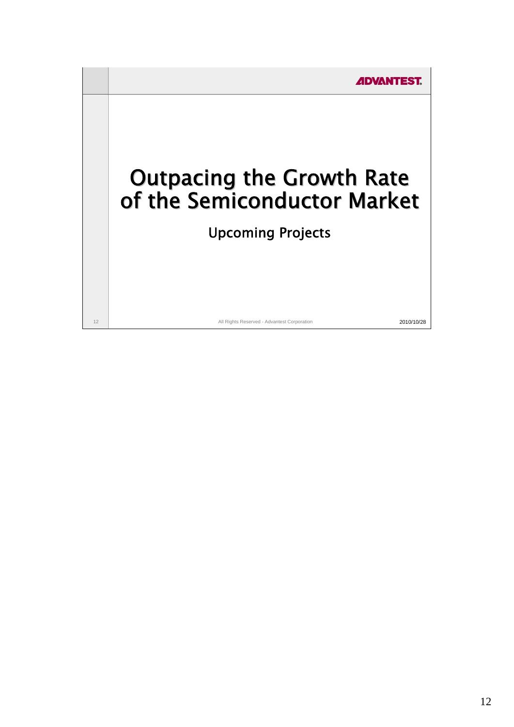# Outpacing the Growth Rate of the Semiconductor Market

## Upcoming Projects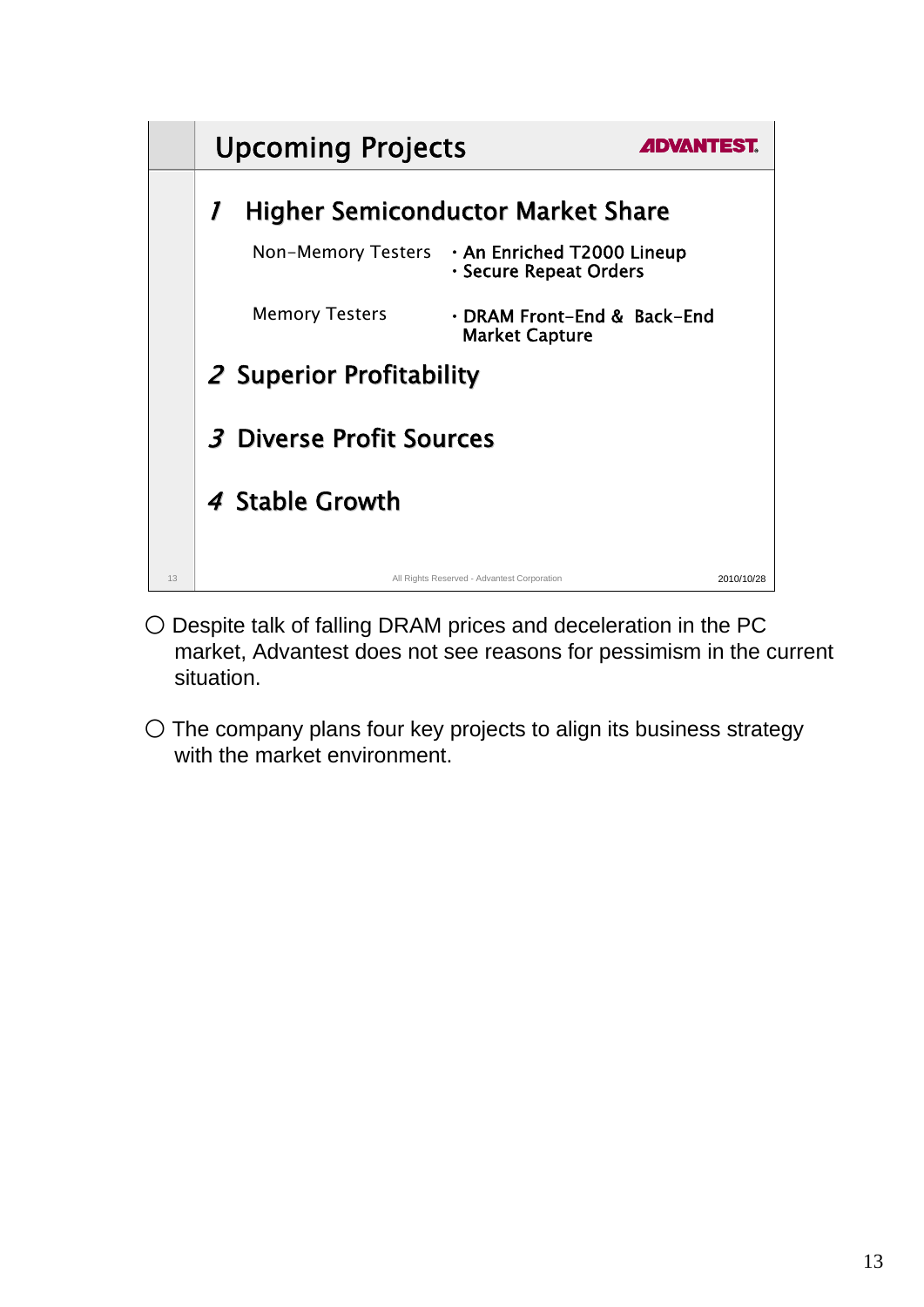## Upcoming Projects

**ADVANTEST**

### 1 Higher Semiconductor Market Share

Non-Memory Testers
- **An Enriched T2000 Lineup**
- **Secure Repeat Orders**

Memory Testers
- **DRAM Front-End & Back-End Market Capture**

### 2 Superior Profitability

### 3 Diverse Profit Sources

### 4 Stable Growth

All Rights Reserved - Advantest Corporation

2010/10/28

○ Despite talk of falling DRAM prices and deceleration in the PC market, Advantest does not see reasons for pessimism in the current situation.

○ The company plans four key projects to align its business strategy with the market environment.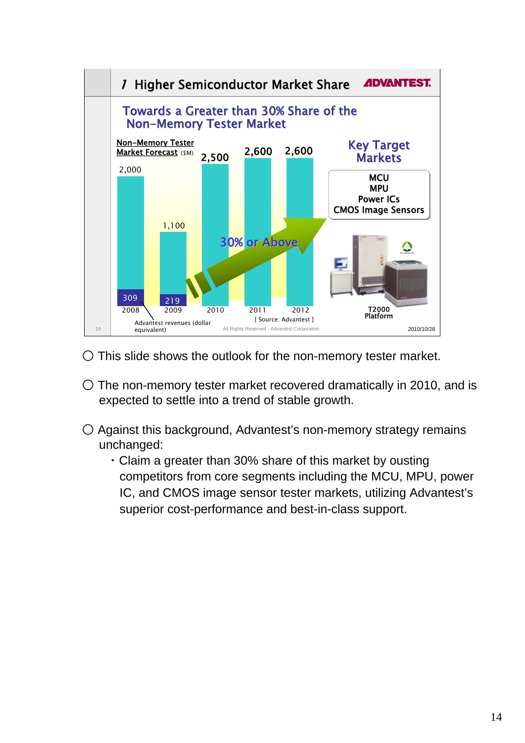## 1 Higher Semiconductor Market Share

ADVANTEST

### Towards a Greater than 30% Share of the Non-Memory Tester Market

**Non-Memory Tester Market Forecast** ($M)

| Year | Market Forecast | Advantest revenues (dollar equivalent) |
|---|---|---|
| 2008 | 2,000 | 309 |
| 2009 | 1,100 | 219 |
| 2010 | 2,500 | |
| 2011 | 2,600 | |
| 2012 | 2,600 | |

30% or Above

[ Source: Advantest ]

**Key Target Markets**

- MCU
- MPU
- Power ICs
- CMOS Image Sensors

T2000 Platform

All Rights Reserved - Advantest Corporation

2010/10/28

---

○ This slide shows the outlook for the non-memory tester market.

○ The non-memory tester market recovered dramatically in 2010, and is expected to settle into a trend of stable growth.

○ Against this background, Advantest's non-memory strategy remains unchanged:

- Claim a greater than 30% share of this market by ousting competitors from core segments including the MCU, MPU, power IC, and CMOS image sensor tester markets, utilizing Advantest's superior cost-performance and best-in-class support.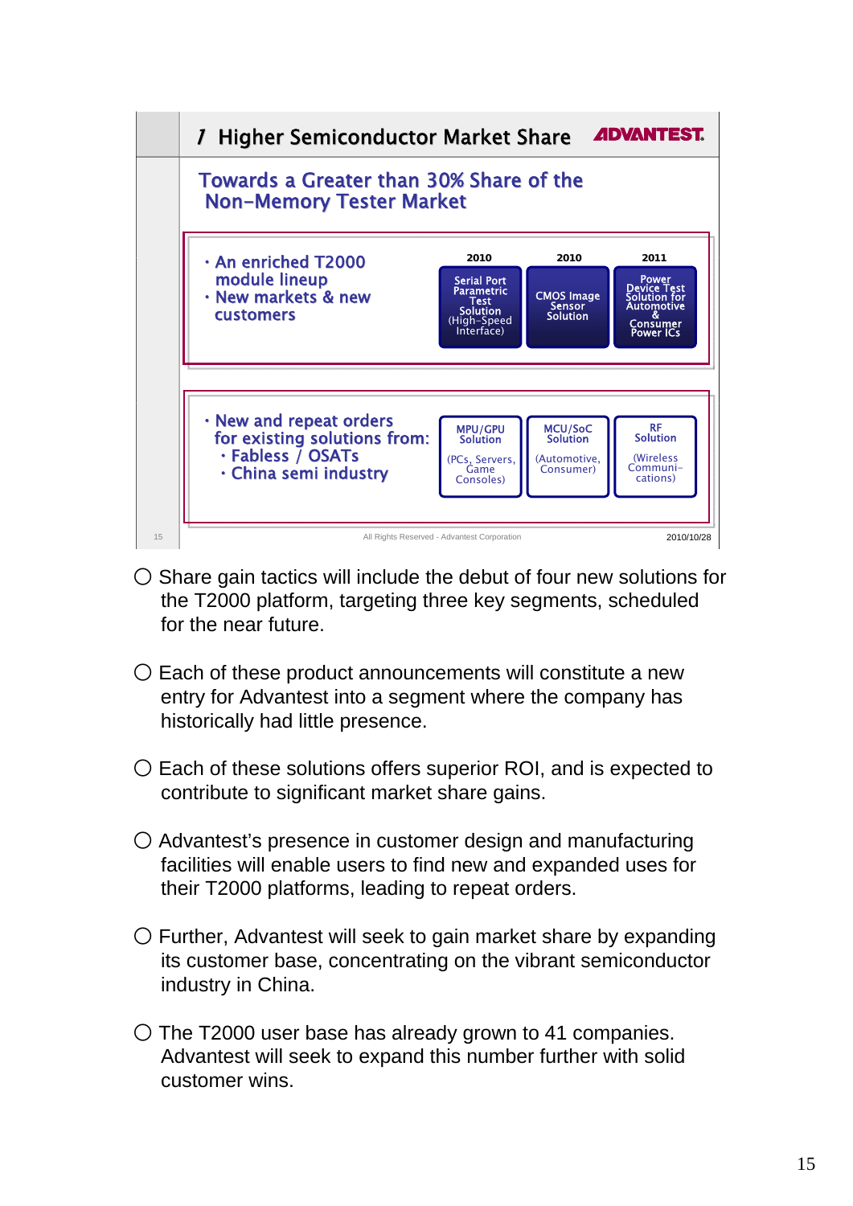## 7 Higher Semiconductor Market Share

ADVANTEST.

### Towards a Greater than 30% Share of the Non-Memory Tester Market

- An enriched T2000 module lineup
- New markets & new customers

| 2010 | 2010 | 2011 |
|---|---|---|
| Serial Port Parametric Test Solution (High-Speed Interface) | CMOS Image Sensor Solution | Power Device Test Solution for Automotive & Consumer Power ICs |

- New and repeat orders for existing solutions from:
  - Fabless / OSATs
  - China semi industry

| MPU/GPU Solution | MCU/SoC Solution | RF Solution |
|---|---|---|
| (PCs, Servers, Game Consoles) | (Automotive, Consumer) | (Wireless Communi-cations) |

All Rights Reserved - Advantest Corporation 2010/10/28

○ Share gain tactics will include the debut of four new solutions for the T2000 platform, targeting three key segments, scheduled for the near future.

○ Each of these product announcements will constitute a new entry for Advantest into a segment where the company has historically had little presence.

○ Each of these solutions offers superior ROI, and is expected to contribute to significant market share gains.

○ Advantest's presence in customer design and manufacturing facilities will enable users to find new and expanded uses for their T2000 platforms, leading to repeat orders.

○ Further, Advantest will seek to gain market share by expanding its customer base, concentrating on the vibrant semiconductor industry in China.

○ The T2000 user base has already grown to 41 companies. Advantest will seek to expand this number further with solid customer wins.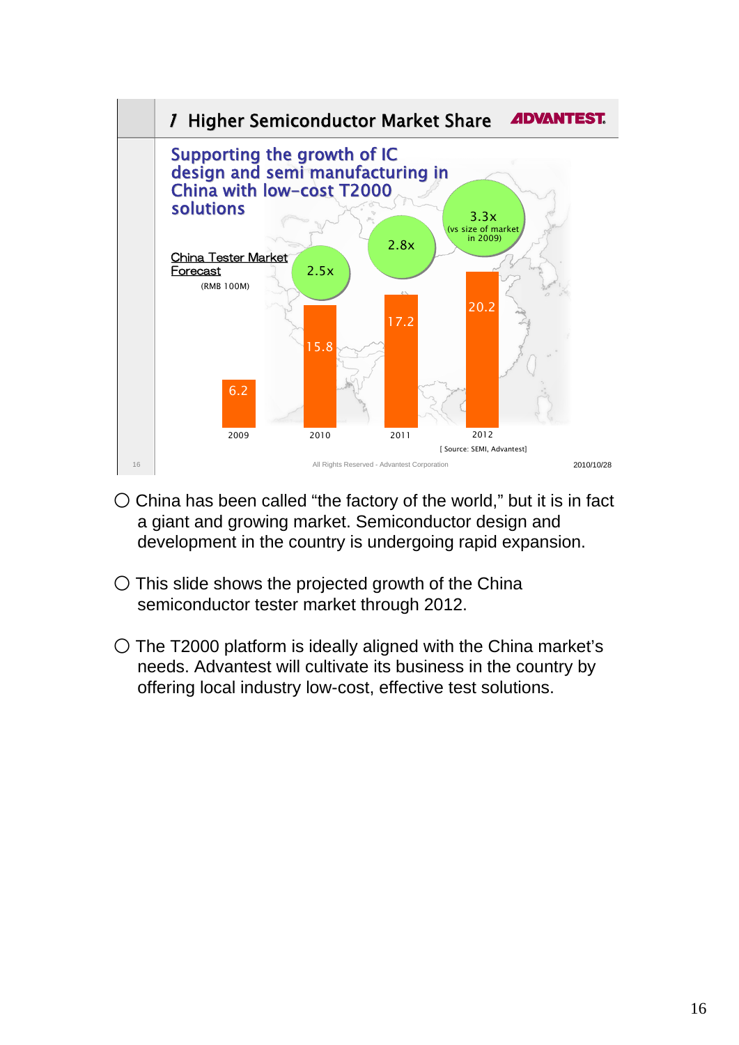## 1 Higher Semiconductor Market Share

ADVANTEST

**Supporting the growth of IC design and semi manufacturing in China with low-cost T2000 solutions**

China Tester Market Forecast

(RMB 100M)

| Year | 2009 | 2010 | 2011 | 2012 |
|---|---|---|---|---|
| Market | 6.2 | 15.8 | 17.2 | 20.2 |
| vs size of market in 2009 | | 2.5x | 2.8x | 3.3x |

[ Source: SEMI, Advantest]

All Rights Reserved - Advantest Corporation

2010/10/28

- ○ China has been called "the factory of the world," but it is in fact a giant and growing market. Semiconductor design and development in the country is undergoing rapid expansion.

- ○ This slide shows the projected growth of the China semiconductor tester market through 2012.

- ○ The T2000 platform is ideally aligned with the China market's needs. Advantest will cultivate its business in the country by offering local industry low-cost, effective test solutions.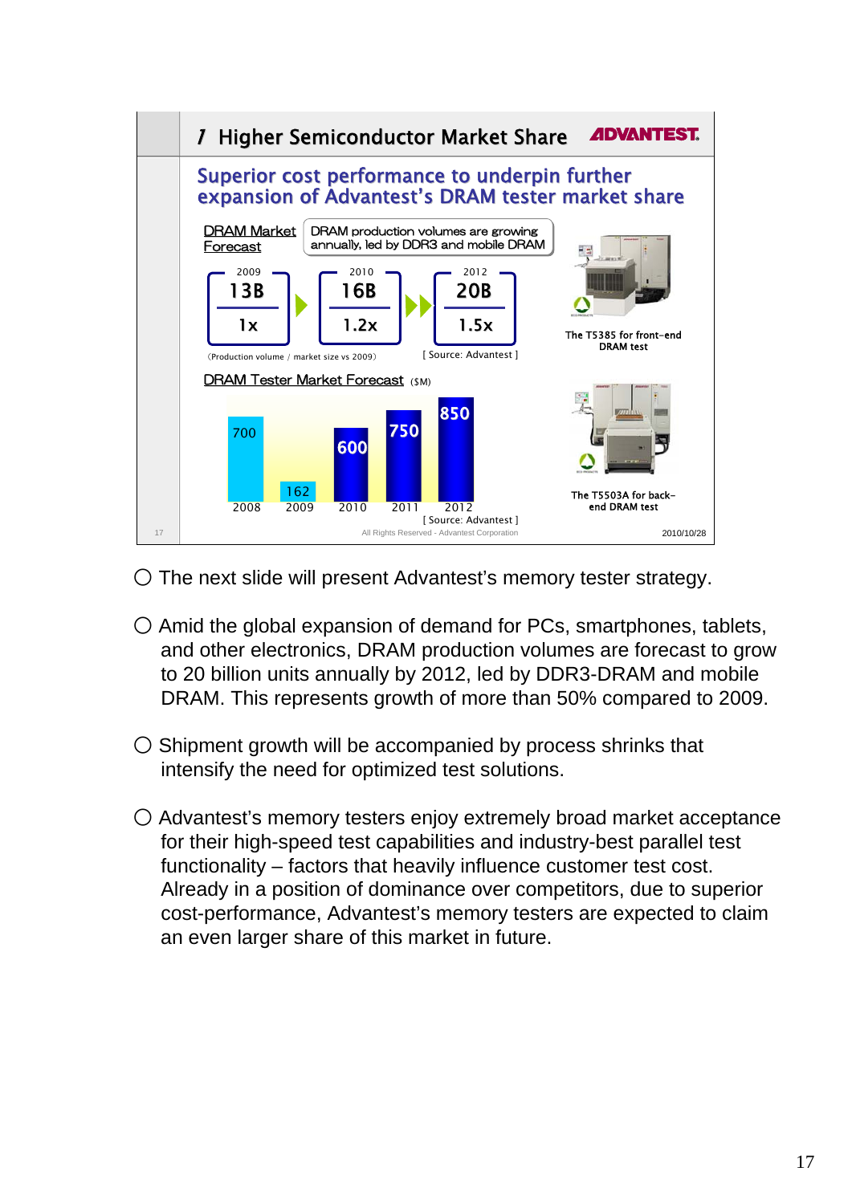## 7 Higher Semiconductor Market Share

### Superior cost performance to underpin further expansion of Advantest's DRAM tester market share

**DRAM Market Forecast** — DRAM production volumes are growing annually, led by DDR3 and mobile DRAM

| | 2009 | 2010 | 2012 |
|---|---|---|---|
| Production volume | 13B | 16B | 20B |
| Market size vs 2009 | 1x | 1.2x | 1.5x |

(Production volume / market size vs 2009) [ Source: Advantest ]

**DRAM Tester Market Forecast** ($M)

| 2008 | 2009 | 2010 | 2011 | 2012 |
|---|---|---|---|---|
| 700 | 162 | 600 | 750 | 850 |

[ Source: Advantest ]

The T5385 for front-end DRAM test

The T5503A for back-end DRAM test

All Rights Reserved - Advantest Corporation

2010/10/28

○ The next slide will present Advantest's memory tester strategy.

○ Amid the global expansion of demand for PCs, smartphones, tablets, and other electronics, DRAM production volumes are forecast to grow to 20 billion units annually by 2012, led by DDR3-DRAM and mobile DRAM. This represents growth of more than 50% compared to 2009.

○ Shipment growth will be accompanied by process shrinks that intensify the need for optimized test solutions.

○ Advantest's memory testers enjoy extremely broad market acceptance for their high-speed test capabilities and industry-best parallel test functionality – factors that heavily influence customer test cost. Already in a position of dominance over competitors, due to superior cost-performance, Advantest's memory testers are expected to claim an even larger share of this market in future.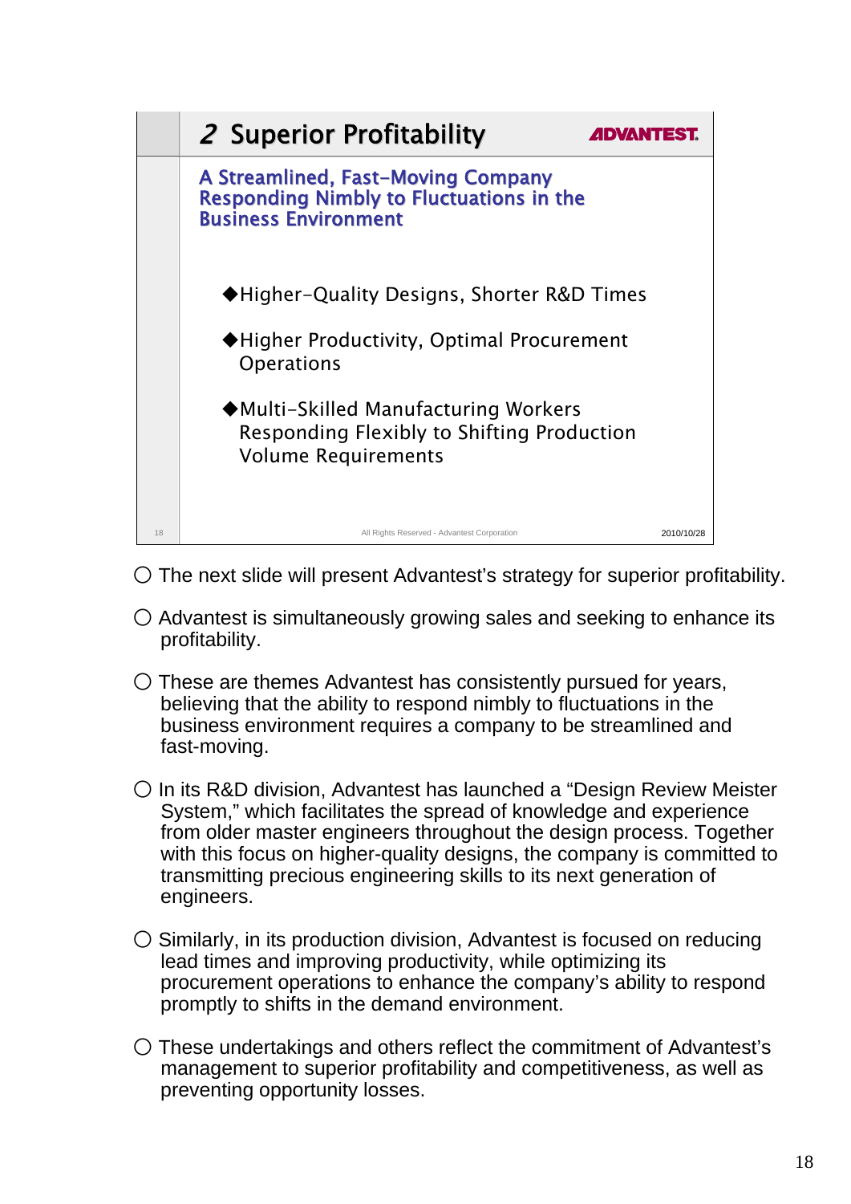## 2 Superior Profitability

**A Streamlined, Fast-Moving Company Responding Nimbly to Fluctuations in the Business Environment**

◆Higher-Quality Designs, Shorter R&D Times

◆Higher Productivity, Optimal Procurement Operations

◆Multi-Skilled Manufacturing Workers Responding Flexibly to Shifting Production Volume Requirements

All Rights Reserved - Advantest Corporation 2010/10/28

- ○ The next slide will present Advantest's strategy for superior profitability.
- ○ Advantest is simultaneously growing sales and seeking to enhance its profitability.
- ○ These are themes Advantest has consistently pursued for years, believing that the ability to respond nimbly to fluctuations in the business environment requires a company to be streamlined and fast-moving.
- ○ In its R&D division, Advantest has launched a "Design Review Meister System," which facilitates the spread of knowledge and experience from older master engineers throughout the design process. Together with this focus on higher-quality designs, the company is committed to transmitting precious engineering skills to its next generation of engineers.
- ○ Similarly, in its production division, Advantest is focused on reducing lead times and improving productivity, while optimizing its procurement operations to enhance the company's ability to respond promptly to shifts in the demand environment.
- ○ These undertakings and others reflect the commitment of Advantest's management to superior profitability and competitiveness, as well as preventing opportunity losses.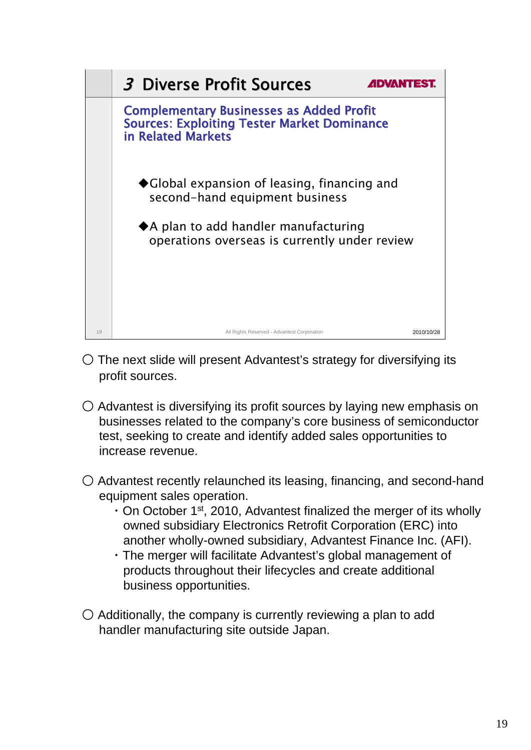## 3 Diverse Profit Sources

ADVANTEST.

### Complementary Businesses as Added Profit Sources: Exploiting Tester Market Dominance in Related Markets

◆Global expansion of leasing, financing and second-hand equipment business

◆A plan to add handler manufacturing operations overseas is currently under review

All Rights Reserved - Advantest Corporation

2010/10/28

○ The next slide will present Advantest's strategy for diversifying its profit sources.

○ Advantest is diversifying its profit sources by laying new emphasis on businesses related to the company's core business of semiconductor test, seeking to create and identify added sales opportunities to increase revenue.

○ Advantest recently relaunched its leasing, financing, and second-hand equipment sales operation.

- On October $1^{st}$, 2010, Advantest finalized the merger of its wholly owned subsidiary Electronics Retrofit Corporation (ERC) into another wholly-owned subsidiary, Advantest Finance Inc. (AFI).
- The merger will facilitate Advantest's global management of products throughout their lifecycles and create additional business opportunities.

○ Additionally, the company is currently reviewing a plan to add handler manufacturing site outside Japan.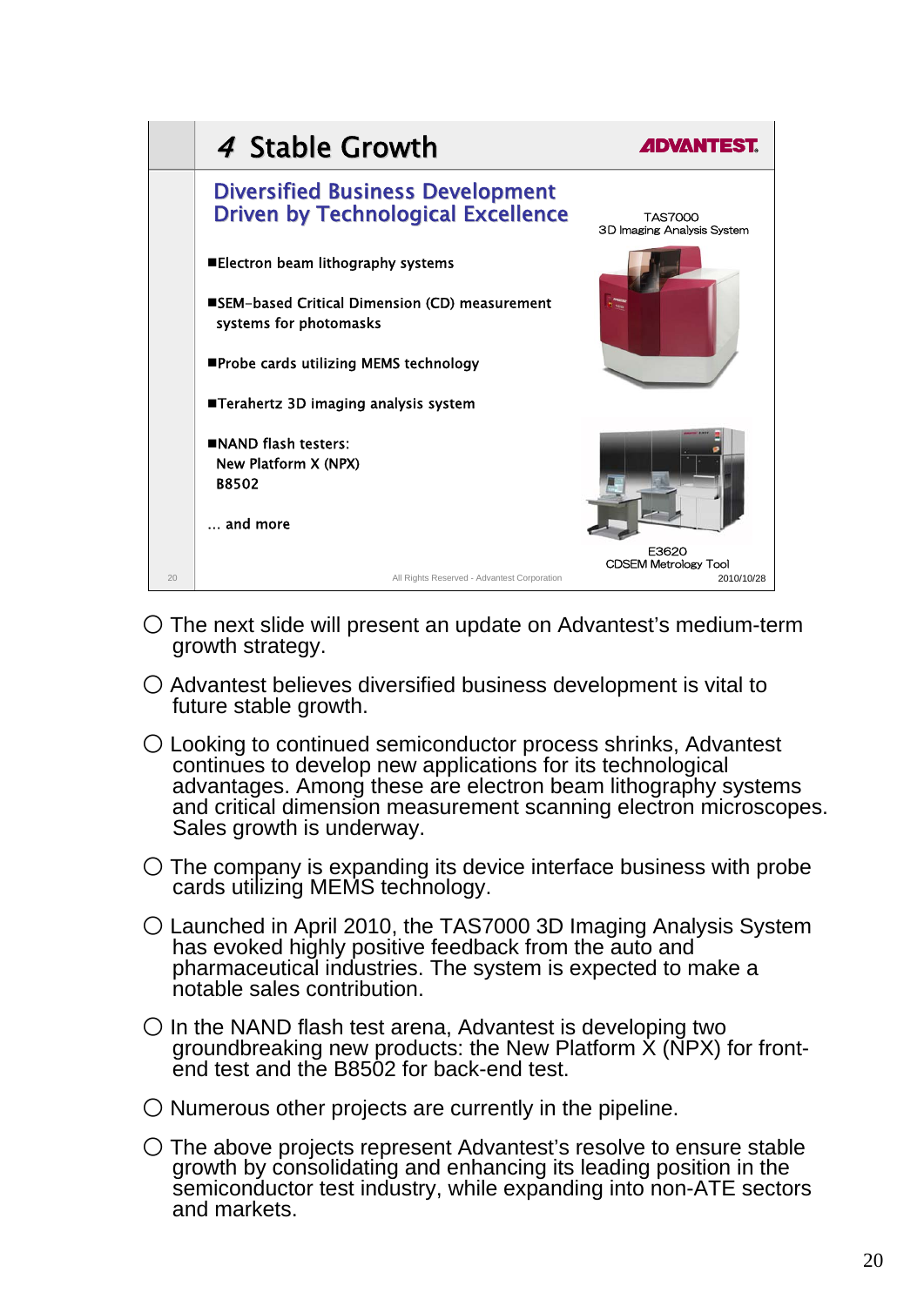## 4 Stable Growth

ADVANTEST

### Diversified Business Development Driven by Technological Excellence

- Electron beam lithography systems
- SEM-based Critical Dimension (CD) measurement systems for photomasks
- Probe cards utilizing MEMS technology
- Terahertz 3D imaging analysis system
- NAND flash testers:
  New Platform X (NPX)
  B8502

... and more

TAS7000
3D Imaging Analysis System

E3620
CDSEM Metrology Tool

All Rights Reserved - Advantest Corporation

2010/10/28

- ○ The next slide will present an update on Advantest's medium-term growth strategy.
- ○ Advantest believes diversified business development is vital to future stable growth.
- ○ Looking to continued semiconductor process shrinks, Advantest continues to develop new applications for its technological advantages. Among these are electron beam lithography systems and critical dimension measurement scanning electron microscopes. Sales growth is underway.
- ○ The company is expanding its device interface business with probe cards utilizing MEMS technology.
- ○ Launched in April 2010, the TAS7000 3D Imaging Analysis System has evoked highly positive feedback from the auto and pharmaceutical industries. The system is expected to make a notable sales contribution.
- ○ In the NAND flash test arena, Advantest is developing two groundbreaking new products: the New Platform X (NPX) for front-end test and the B8502 for back-end test.
- ○ Numerous other projects are currently in the pipeline.
- ○ The above projects represent Advantest's resolve to ensure stable growth by consolidating and enhancing its leading position in the semiconductor test industry, while expanding into non-ATE sectors and markets.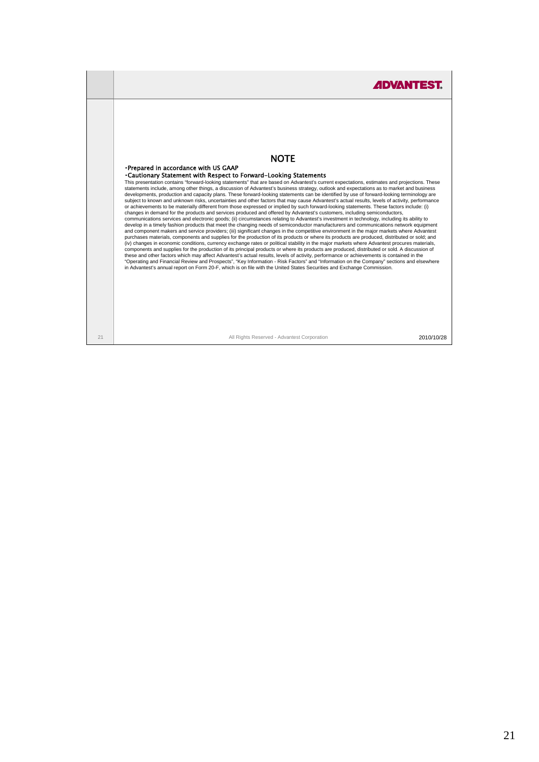# NOTE

- **Prepared in accordance with US GAAP**
- **Cautionary Statement with Respect to Forward-Looking Statements**

This presentation contains "forward-looking statements" that are based on Advantest's current expectations, estimates and projections. These statements include, among other things, a discussion of Advantest's business strategy, outlook and expectations as to market and business developments, production and capacity plans. These forward-looking statements can be identified by use of forward-looking terminology are subject to known and unknown risks, uncertainties and other factors that may cause Advantest's actual results, levels of activity, performance or achievements to be materially different from those expressed or implied by such forward-looking statements. These factors include: (i) changes in demand for the products and services produced and offered by Advantest's customers, including semiconductors, communications services and electronic goods; (ii) circumstances relating to Advantest's investment in technology, including its ability to develop in a timely fashion products that meet the changing needs of semiconductor manufacturers and communications network equipment and component makers and service providers; (iii) significant changes in the competitive environment in the major markets where Advantest purchases materials, components and supplies for the production of its products or where its products are produced, distributed or sold; and (iv) changes in economic conditions, currency exchange rates or political stability in the major markets where Advantest procures materials, components and supplies for the production of its principal products or where its products are produced, distributed or sold. A discussion of these and other factors which may affect Advantest's actual results, levels of activity, performance or achievements is contained in the "Operating and Financial Review and Prospects", "Key Information - Risk Factors" and "Information on the Company" sections and elsewhere in Advantest's annual report on Form 20-F, which is on file with the United States Securities and Exchange Commission.